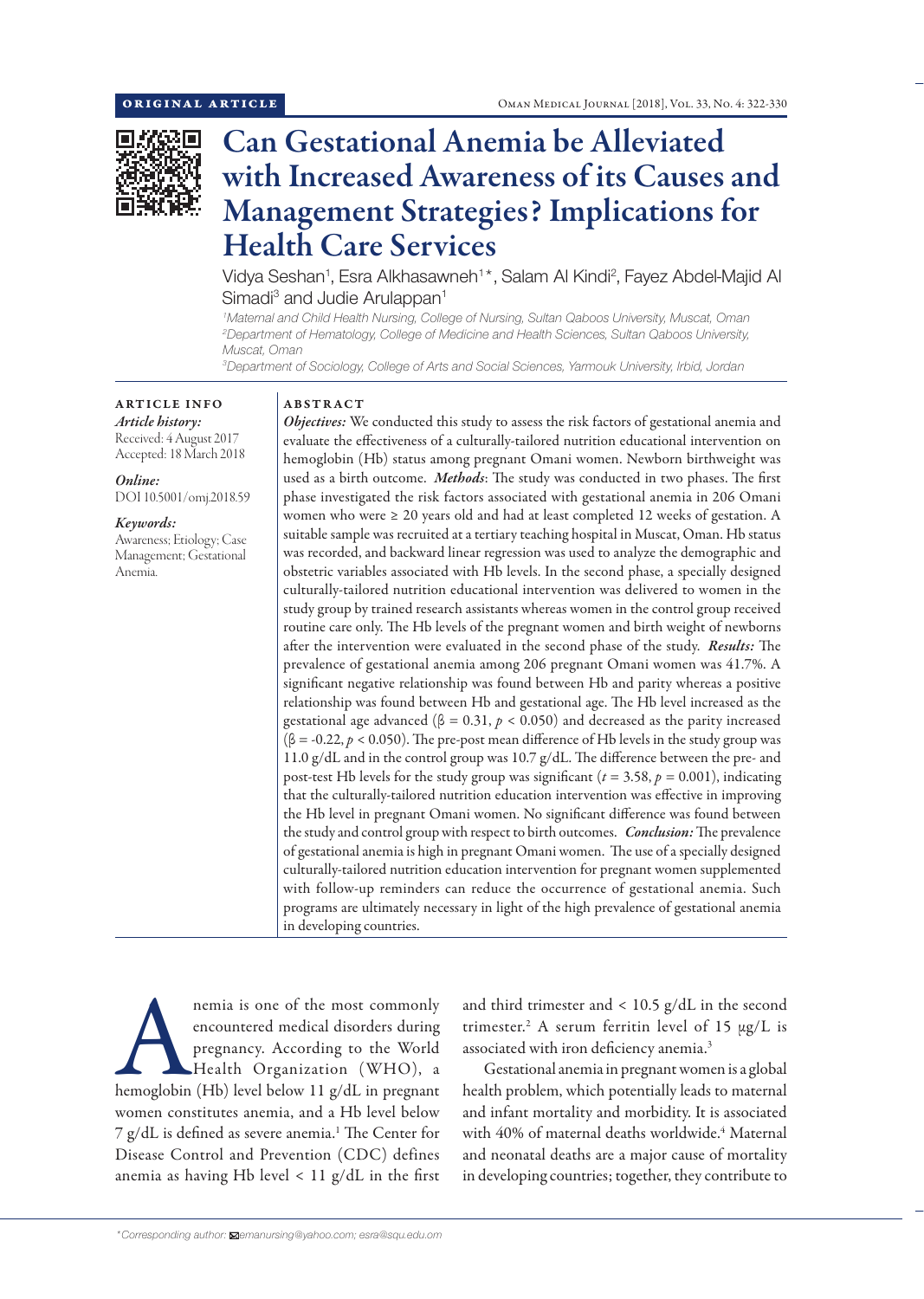ORIGINAL ARTICLE

# Can Gestational Anemia be Alleviated with Increased Awareness of its Causes and Management Strategies? Implications for Health Care Services

Vidya Seshan[1], Esra Alkhasawneh[1]*, Salam Al Kindi[2], Fayez Abdel-Majid Al Simadi[3] and Judie Arulappan[1]

[1]Maternal and Child Health Nursing, College of Nursing, Sultan Qaboos University, Muscat, Oman
[2]Department of Hematology, College of Medicine and Health Sciences, Sultan Qaboos University, Muscat, Oman
[3]Department of Sociology, College of Arts and Social Sciences, Yarmouk University, Irbid, Jordan

## ARTICLE INFO

*Article history:*
Received: 4 August 2017
Accepted: 18 March 2018

*Online:*
DOI 10.5001/omj.2018.59

*Keywords:*
Awareness; Etiology; Case Management; Gestational Anemia.

## ABSTRACT

***Objectives:*** We conducted this study to assess the risk factors of gestational anemia and evaluate the effectiveness of a culturally-tailored nutrition educational intervention on hemoglobin (Hb) status among pregnant Omani women. Newborn birthweight was used as a birth outcome. ***Methods***: The study was conducted in two phases. The first phase investigated the risk factors associated with gestational anemia in 206 Omani women who were ≥ 20 years old and had at least completed 12 weeks of gestation. A suitable sample was recruited at a tertiary teaching hospital in Muscat, Oman. Hb status was recorded, and backward linear regression was used to analyze the demographic and obstetric variables associated with Hb levels. In the second phase, a specially designed culturally-tailored nutrition educational intervention was delivered to women in the study group by trained research assistants whereas women in the control group received routine care only. The Hb levels of the pregnant women and birth weight of newborns after the intervention were evaluated in the second phase of the study. ***Results:*** The prevalence of gestational anemia among 206 pregnant Omani women was 41.7%. A significant negative relationship was found between Hb and parity whereas a positive relationship was found between Hb and gestational age. The Hb level increased as the gestational age advanced ($\beta = 0.31$, $p < 0.050$) and decreased as the parity increased ($\beta = -0.22$, $p < 0.050$). The pre-post mean difference of Hb levels in the study group was 11.0 g/dL and in the control group was 10.7 g/dL. The difference between the pre- and post-test Hb levels for the study group was significant ($t = 3.58$, $p = 0.001$), indicating that the culturally-tailored nutrition education intervention was effective in improving the Hb level in pregnant Omani women. No significant difference was found between the study and control group with respect to birth outcomes. ***Conclusion:*** The prevalence of gestational anemia is high in pregnant Omani women. The use of a specially designed culturally-tailored nutrition education intervention for pregnant women supplemented with follow-up reminders can reduce the occurrence of gestational anemia. Such programs are ultimately necessary in light of the high prevalence of gestational anemia in developing countries.

Anemia is one of the most commonly encountered medical disorders during pregnancy. According to the World Health Organization (WHO), a hemoglobin (Hb) level below 11 g/dL in pregnant women constitutes anemia, and a Hb level below 7 g/dL is defined as severe anemia.[1] The Center for Disease Control and Prevention (CDC) defines anemia as having Hb level < 11 g/dL in the first and third trimester and < 10.5 g/dL in the second trimester.[2] A serum ferritin level of 15 μg/L is associated with iron deficiency anemia.[3]

Gestational anemia in pregnant women is a global health problem, which potentially leads to maternal and infant mortality and morbidity. It is associated with 40% of maternal deaths worldwide.[4] Maternal and neonatal deaths are a major cause of mortality in developing countries; together, they contribute to

*Corresponding author: emanursing@yahoo.com; esra@squ.edu.om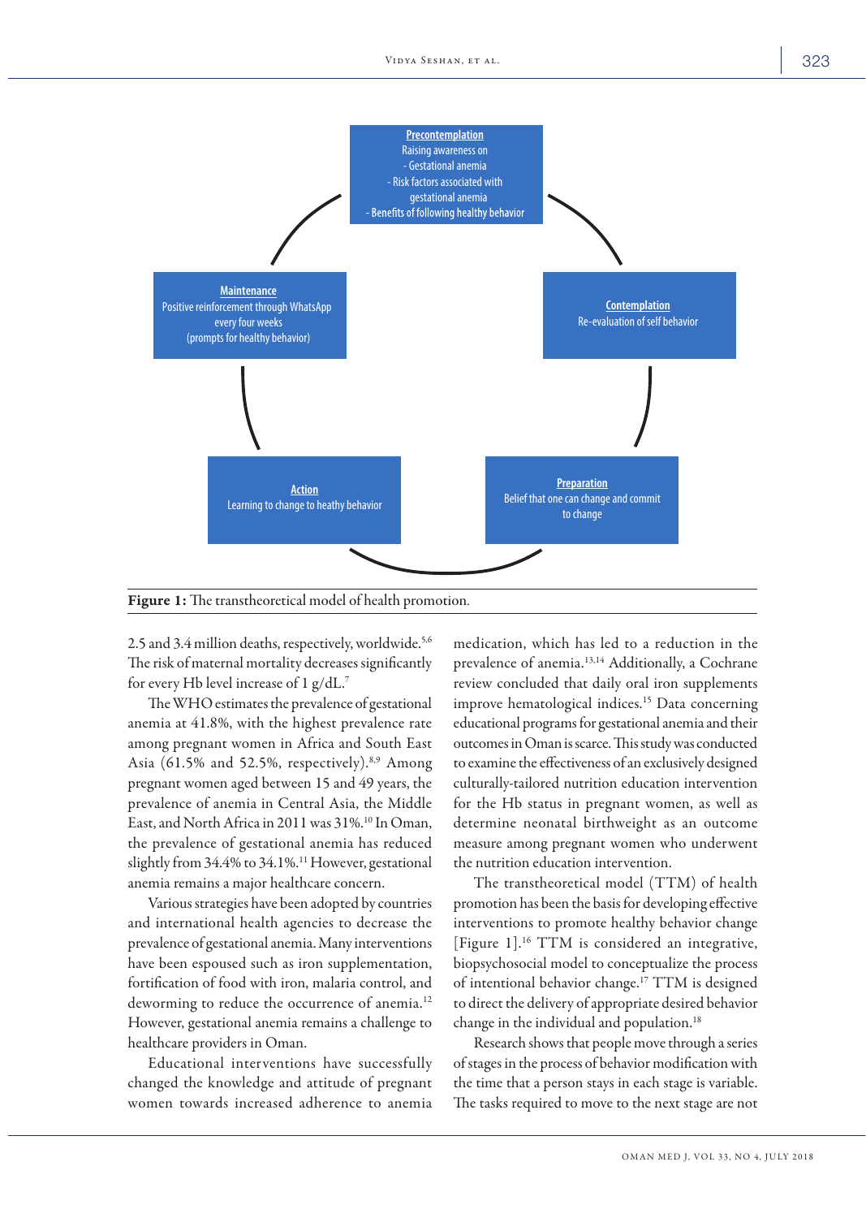**Precontemplation**
Raising awareness on
- Gestational anemia
- Risk factors associated with gestational anemia
- Benefits of following healthy behavior

**Contemplation**
Re-evaluation of self behavior

**Preparation**
Belief that one can change and commit to change

**Action**
Learning to change to heathy behavior

**Maintenance**
Positive reinforcement through WhatsApp every four weeks (prompts for healthy behavior)

**Figure 1:** The transtheoretical model of health promotion.

2.5 and 3.4 million deaths, respectively, worldwide.[5,6] The risk of maternal mortality decreases significantly for every Hb level increase of 1 g/dL.[7]

The WHO estimates the prevalence of gestational anemia at 41.8%, with the highest prevalence rate among pregnant women in Africa and South East Asia (61.5% and 52.5%, respectively).[8,9] Among pregnant women aged between 15 and 49 years, the prevalence of anemia in Central Asia, the Middle East, and North Africa in 2011 was 31%.[10] In Oman, the prevalence of gestational anemia has reduced slightly from 34.4% to 34.1%.[11] However, gestational anemia remains a major healthcare concern.

Various strategies have been adopted by countries and international health agencies to decrease the prevalence of gestational anemia. Many interventions have been espoused such as iron supplementation, fortification of food with iron, malaria control, and deworming to reduce the occurrence of anemia.[12] However, gestational anemia remains a challenge to healthcare providers in Oman.

Educational interventions have successfully changed the knowledge and attitude of pregnant women towards increased adherence to anemia medication, which has led to a reduction in the prevalence of anemia.[13,14] Additionally, a Cochrane review concluded that daily oral iron supplements improve hematological indices.[15] Data concerning educational programs for gestational anemia and their outcomes in Oman is scarce. This study was conducted to examine the effectiveness of an exclusively designed culturally-tailored nutrition education intervention for the Hb status in pregnant women, as well as determine neonatal birthweight as an outcome measure among pregnant women who underwent the nutrition education intervention.

The transtheoretical model (TTM) of health promotion has been the basis for developing effective interventions to promote healthy behavior change [Figure 1].[16] TTM is considered an integrative, biopsychosocial model to conceptualize the process of intentional behavior change.[17] TTM is designed to direct the delivery of appropriate desired behavior change in the individual and population.[18]

Research shows that people move through a series of stages in the process of behavior modification with the time that a person stays in each stage is variable. The tasks required to move to the next stage are not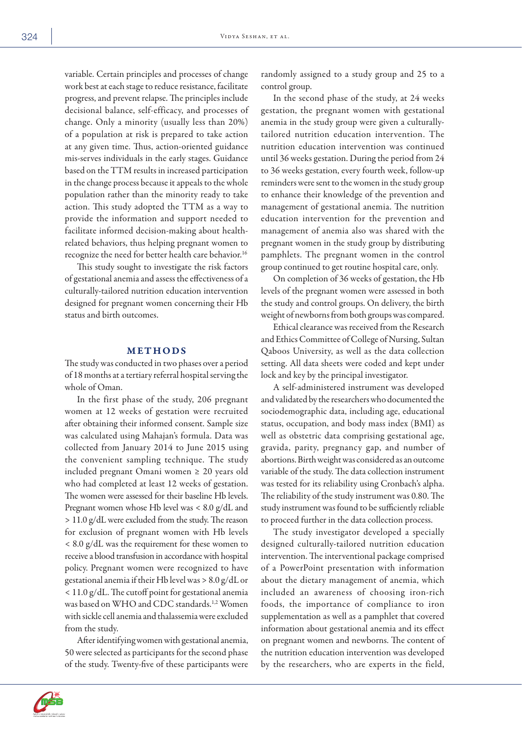variable. Certain principles and processes of change work best at each stage to reduce resistance, facilitate progress, and prevent relapse. The principles include decisional balance, self-efficacy, and processes of change. Only a minority (usually less than 20%) of a population at risk is prepared to take action at any given time. Thus, action-oriented guidance mis-serves individuals in the early stages. Guidance based on the TTM results in increased participation in the change process because it appeals to the whole population rather than the minority ready to take action. This study adopted the TTM as a way to provide the information and support needed to facilitate informed decision-making about health-related behaviors, thus helping pregnant women to recognize the need for better health care behavior.[16]

This study sought to investigate the risk factors of gestational anemia and assess the effectiveness of a culturally-tailored nutrition education intervention designed for pregnant women concerning their Hb status and birth outcomes.

## METHODS

The study was conducted in two phases over a period of 18 months at a tertiary referral hospital serving the whole of Oman.

In the first phase of the study, 206 pregnant women at 12 weeks of gestation were recruited after obtaining their informed consent. Sample size was calculated using Mahajan's formula. Data was collected from January 2014 to June 2015 using the convenient sampling technique. The study included pregnant Omani women ≥ 20 years old who had completed at least 12 weeks of gestation. The women were assessed for their baseline Hb levels. Pregnant women whose Hb level was < 8.0 g/dL and > 11.0 g/dL were excluded from the study. The reason for exclusion of pregnant women with Hb levels < 8.0 g/dL was the requirement for these women to receive a blood transfusion in accordance with hospital policy. Pregnant women were recognized to have gestational anemia if their Hb level was > 8.0 g/dL or < 11.0 g/dL. The cutoff point for gestational anemia was based on WHO and CDC standards.[1,2] Women with sickle cell anemia and thalassemia were excluded from the study.

After identifying women with gestational anemia, 50 were selected as participants for the second phase of the study. Twenty-five of these participants were randomly assigned to a study group and 25 to a control group.

In the second phase of the study, at 24 weeks gestation, the pregnant women with gestational anemia in the study group were given a culturally-tailored nutrition education intervention. The nutrition education intervention was continued until 36 weeks gestation. During the period from 24 to 36 weeks gestation, every fourth week, follow-up reminders were sent to the women in the study group to enhance their knowledge of the prevention and management of gestational anemia. The nutrition education intervention for the prevention and management of anemia also was shared with the pregnant women in the study group by distributing pamphlets. The pregnant women in the control group continued to get routine hospital care, only.

On completion of 36 weeks of gestation, the Hb levels of the pregnant women were assessed in both the study and control groups. On delivery, the birth weight of newborns from both groups was compared.

Ethical clearance was received from the Research and Ethics Committee of College of Nursing, Sultan Qaboos University, as well as the data collection setting. All data sheets were coded and kept under lock and key by the principal investigator.

A self-administered instrument was developed and validated by the researchers who documented the sociodemographic data, including age, educational status, occupation, and body mass index (BMI) as well as obstetric data comprising gestational age, gravida, parity, pregnancy gap, and number of abortions. Birth weight was considered as an outcome variable of the study. The data collection instrument was tested for its reliability using Cronbach's alpha. The reliability of the study instrument was 0.80. The study instrument was found to be sufficiently reliable to proceed further in the data collection process.

The study investigator developed a specially designed culturally-tailored nutrition education intervention. The interventional package comprised of a PowerPoint presentation with information about the dietary management of anemia, which included an awareness of choosing iron-rich foods, the importance of compliance to iron supplementation as well as a pamphlet that covered information about gestational anemia and its effect on pregnant women and newborns. The content of the nutrition education intervention was developed by the researchers, who are experts in the field,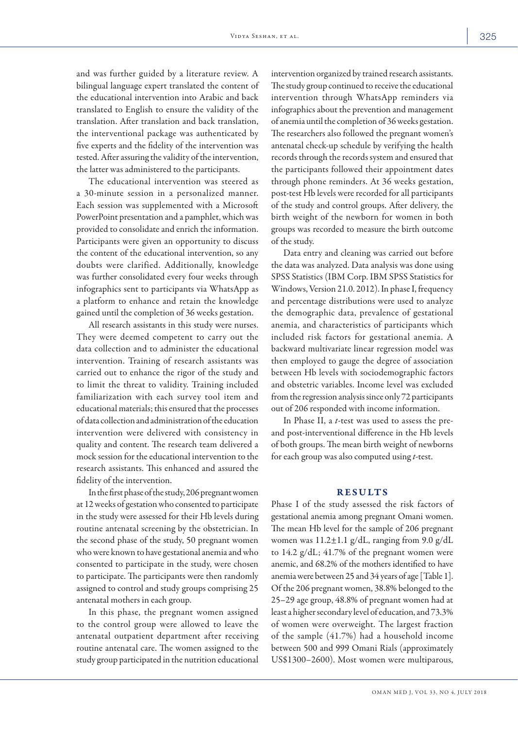and was further guided by a literature review. A bilingual language expert translated the content of the educational intervention into Arabic and back translated to English to ensure the validity of the translation. After translation and back translation, the interventional package was authenticated by five experts and the fidelity of the intervention was tested. After assuring the validity of the intervention, the latter was administered to the participants.

The educational intervention was steered as a 30-minute session in a personalized manner. Each session was supplemented with a Microsoft PowerPoint presentation and a pamphlet, which was provided to consolidate and enrich the information. Participants were given an opportunity to discuss the content of the educational intervention, so any doubts were clarified. Additionally, knowledge was further consolidated every four weeks through infographics sent to participants via WhatsApp as a platform to enhance and retain the knowledge gained until the completion of 36 weeks gestation.

All research assistants in this study were nurses. They were deemed competent to carry out the data collection and to administer the educational intervention. Training of research assistants was carried out to enhance the rigor of the study and to limit the threat to validity. Training included familiarization with each survey tool item and educational materials; this ensured that the processes of data collection and administration of the education intervention were delivered with consistency in quality and content. The research team delivered a mock session for the educational intervention to the research assistants. This enhanced and assured the fidelity of the intervention.

In the first phase of the study, 206 pregnant women at 12 weeks of gestation who consented to participate in the study were assessed for their Hb levels during routine antenatal screening by the obstetrician. In the second phase of the study, 50 pregnant women who were known to have gestational anemia and who consented to participate in the study, were chosen to participate. The participants were then randomly assigned to control and study groups comprising 25 antenatal mothers in each group.

In this phase, the pregnant women assigned to the control group were allowed to leave the antenatal outpatient department after receiving routine antenatal care. The women assigned to the study group participated in the nutrition educational intervention organized by trained research assistants. The study group continued to receive the educational intervention through WhatsApp reminders via infographics about the prevention and management of anemia until the completion of 36 weeks gestation. The researchers also followed the pregnant women's antenatal check-up schedule by verifying the health records through the records system and ensured that the participants followed their appointment dates through phone reminders. At 36 weeks gestation, post-test Hb levels were recorded for all participants of the study and control groups. After delivery, the birth weight of the newborn for women in both groups was recorded to measure the birth outcome of the study.

Data entry and cleaning was carried out before the data was analyzed. Data analysis was done using SPSS Statistics (IBM Corp. IBM SPSS Statistics for Windows, Version 21.0. 2012). In phase I, frequency and percentage distributions were used to analyze the demographic data, prevalence of gestational anemia, and characteristics of participants which included risk factors for gestational anemia. A backward multivariate linear regression model was then employed to gauge the degree of association between Hb levels with sociodemographic factors and obstetric variables. Income level was excluded from the regression analysis since only 72 participants out of 206 responded with income information.

In Phase II, a *t*-test was used to assess the pre- and post-interventional difference in the Hb levels of both groups. The mean birth weight of newborns for each group was also computed using *t*-test.

## RESULTS

Phase I of the study assessed the risk factors of gestational anemia among pregnant Omani women. The mean Hb level for the sample of 206 pregnant women was 11.2±1.1 g/dL, ranging from 9.0 g/dL to 14.2 g/dL; 41.7% of the pregnant women were anemic, and 68.2% of the mothers identified to have anemia were between 25 and 34 years of age [Table 1]. Of the 206 pregnant women, 38.8% belonged to the 25–29 age group, 48.8% of pregnant women had at least a higher secondary level of education, and 73.3% of women were overweight. The largest fraction of the sample (41.7%) had a household income between 500 and 999 Omani Rials (approximately US$1300–2600). Most women were multiparous,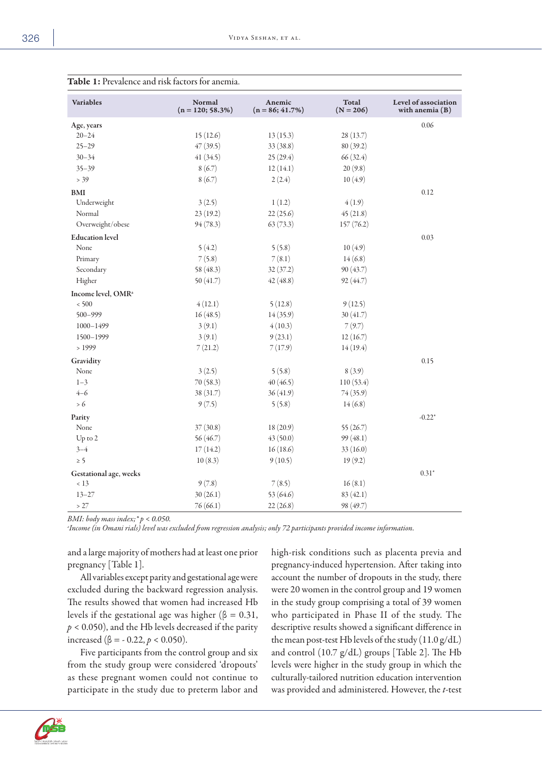**Table 1:** Prevalence and risk factors for anemia.

| Variables | Normal (n = 120; 58.3%) | Anemic (n = 86; 41.7%) | Total (N = 206) | Level of association with anemia (B) |
|---|---|---|---|---|
| **Age, years** | | | | 0.06 |
| 20–24 | 15 (12.6) | 13 (15.3) | 28 (13.7) | |
| 25–29 | 47 (39.5) | 33 (38.8) | 80 (39.2) | |
| 30–34 | 41 (34.5) | 25 (29.4) | 66 (32.4) | |
| 35–39 | 8 (6.7) | 12 (14.1) | 20 (9.8) | |
| > 39 | 8 (6.7) | 2 (2.4) | 10 (4.9) | |
| **BMI** | | | | 0.12 |
| Underweight | 3 (2.5) | 1 (1.2) | 4 (1.9) | |
| Normal | 23 (19.2) | 22 (25.6) | 45 (21.8) | |
| Overweight/obese | 94 (78.3) | 63 (73.3) | 157 (76.2) | |
| **Education level** | | | | 0.03 |
| None | 5 (4.2) | 5 (5.8) | 10 (4.9) | |
| Primary | 7 (5.8) | 7 (8.1) | 14 (6.8) | |
| Secondary | 58 (48.3) | 32 (37.2) | 90 (43.7) | |
| Higher | 50 (41.7) | 42 (48.8) | 92 (44.7) | |
| **Income level, OMR**[a] | | | | |
| < 500 | 4 (12.1) | 5 (12.8) | 9 (12.5) | |
| 500–999 | 16 (48.5) | 14 (35.9) | 30 (41.7) | |
| 1000–1499 | 3 (9.1) | 4 (10.3) | 7 (9.7) | |
| 1500–1999 | 3 (9.1) | 9 (23.1) | 12 (16.7) | |
| > 1999 | 7 (21.2) | 7 (17.9) | 14 (19.4) | |
| **Gravidity** | | | | 0.15 |
| None | 3 (2.5) | 5 (5.8) | 8 (3.9) | |
| 1–3 | 70 (58.3) | 40 (46.5) | 110 (53.4) | |
| 4–6 | 38 (31.7) | 36 (41.9) | 74 (35.9) | |
| > 6 | 9 (7.5) | 5 (5.8) | 14 (6.8) | |
| **Parity** | | | | -0.22* |
| None | 37 (30.8) | 18 (20.9) | 55 (26.7) | |
| Up to 2 | 56 (46.7) | 43 (50.0) | 99 (48.1) | |
| 3–4 | 17 (14.2) | 16 (18.6) | 33 (16.0) | |
| ≥ 5 | 10 (8.3) | 9 (10.5) | 19 (9.2) | |
| **Gestational age, weeks** | | | | 0.31* |
| < 13 | 9 (7.8) | 7 (8.5) | 16 (8.1) | |
| 13–27 | 30 (26.1) | 53 (64.6) | 83 (42.1) | |
| > 27 | 76 (66.1) | 22 (26.8) | 98 (49.7) | |

*BMI: body mass index; * $p < 0.050$.*
*[a]Income (in Omani rials) level was excluded from regression analysis; only 72 participants provided income information.*

and a large majority of mothers had at least one prior pregnancy [Table 1].

All variables except parity and gestational age were excluded during the backward regression analysis. The results showed that women had increased Hb levels if the gestational age was higher ($\beta = 0.31$, $p < 0.050$), and the Hb levels decreased if the parity increased ($\beta = -0.22$, $p < 0.050$).

Five participants from the control group and six from the study group were considered 'dropouts' as these pregnant women could not continue to participate in the study due to preterm labor and high-risk conditions such as placenta previa and pregnancy-induced hypertension. After taking into account the number of dropouts in the study, there were 20 women in the control group and 19 women in the study group comprising a total of 39 women who participated in Phase II of the study. The descriptive results showed a significant difference in the mean post-test Hb levels of the study (11.0 g/dL) and control (10.7 g/dL) groups [Table 2]. The Hb levels were higher in the study group in which the culturally-tailored nutrition education intervention was provided and administered. However, the *t*-test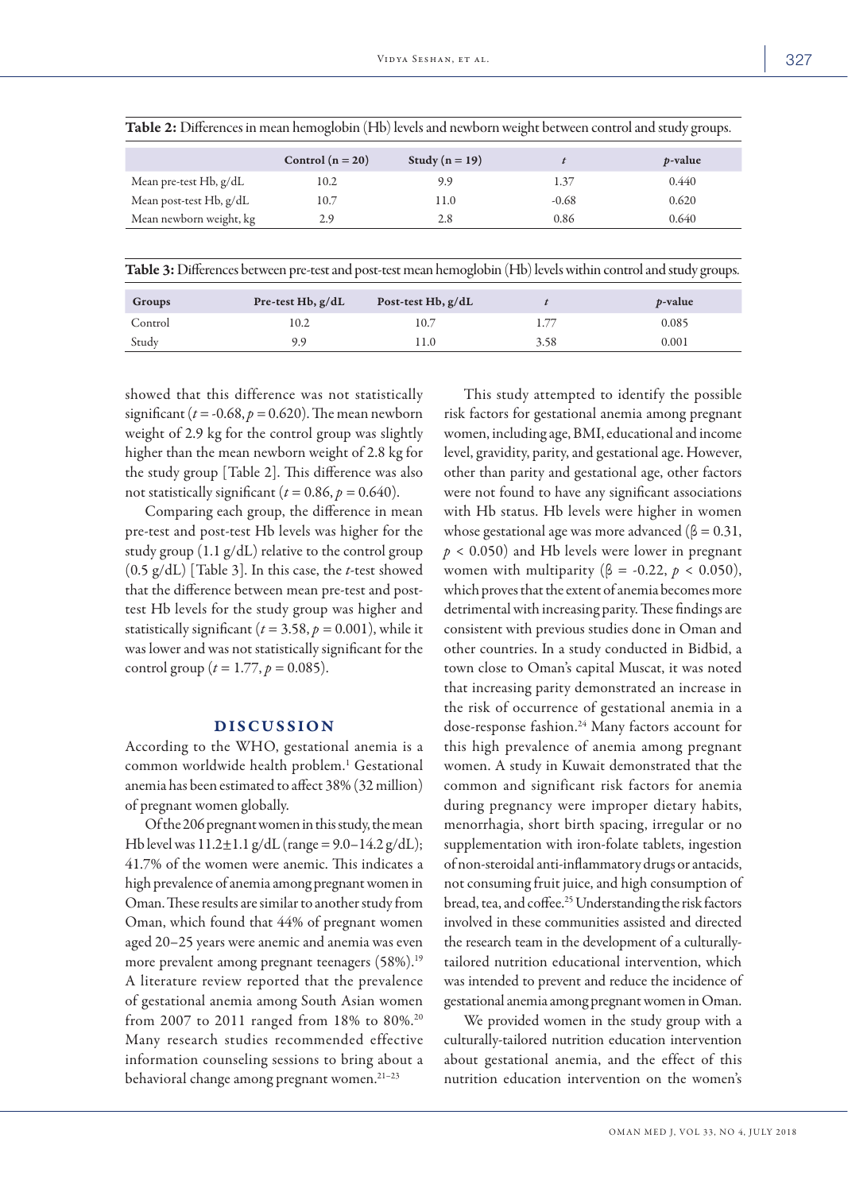**Table 2:** Differences in mean hemoglobin (Hb) levels and newborn weight between control and study groups.

| | Control (n = 20) | Study (n = 19) | *t* | *p*-value |
|---|---|---|---|---|
| Mean pre-test Hb, g/dL | 10.2 | 9.9 | 1.37 | 0.440 |
| Mean post-test Hb, g/dL | 10.7 | 11.0 | -0.68 | 0.620 |
| Mean newborn weight, kg | 2.9 | 2.8 | 0.86 | 0.640 |

**Table 3:** Differences between pre-test and post-test mean hemoglobin (Hb) levels within control and study groups.

| Groups | Pre-test Hb, g/dL | Post-test Hb, g/dL | *t* | *p*-value |
|---|---|---|---|---|
| Control | 10.2 | 10.7 | 1.77 | 0.085 |
| Study | 9.9 | 11.0 | 3.58 | 0.001 |

showed that this difference was not statistically significant ($t = -0.68$, $p = 0.620$). The mean newborn weight of 2.9 kg for the control group was slightly higher than the mean newborn weight of 2.8 kg for the study group [Table 2]. This difference was also not statistically significant ($t = 0.86$, $p = 0.640$).

Comparing each group, the difference in mean pre-test and post-test Hb levels was higher for the study group (1.1 g/dL) relative to the control group (0.5 g/dL) [Table 3]. In this case, the *t*-test showed that the difference between mean pre-test and post-test Hb levels for the study group was higher and statistically significant ($t = 3.58$, $p = 0.001$), while it was lower and was not statistically significant for the control group ($t = 1.77$, $p = 0.085$).

## DISCUSSION

According to the WHO, gestational anemia is a common worldwide health problem.[1] Gestational anemia has been estimated to affect 38% (32 million) of pregnant women globally.

Of the 206 pregnant women in this study, the mean Hb level was 11.2±1.1 g/dL (range = 9.0–14.2 g/dL); 41.7% of the women were anemic. This indicates a high prevalence of anemia among pregnant women in Oman. These results are similar to another study from Oman, which found that 44% of pregnant women aged 20–25 years were anemic and anemia was even more prevalent among pregnant teenagers (58%).[19] A literature review reported that the prevalence of gestational anemia among South Asian women from 2007 to 2011 ranged from 18% to 80%.[20] Many research studies recommended effective information counseling sessions to bring about a behavioral change among pregnant women.[21–23]

This study attempted to identify the possible risk factors for gestational anemia among pregnant women, including age, BMI, educational and income level, gravidity, parity, and gestational age. However, other than parity and gestational age, other factors were not found to have any significant associations with Hb status. Hb levels were higher in women whose gestational age was more advanced ($\beta = 0.31$, $p < 0.050$) and Hb levels were lower in pregnant women with multiparity ($\beta = -0.22$, $p < 0.050$), which proves that the extent of anemia becomes more detrimental with increasing parity. These findings are consistent with previous studies done in Oman and other countries. In a study conducted in Bidbid, a town close to Oman's capital Muscat, it was noted that increasing parity demonstrated an increase in the risk of occurrence of gestational anemia in a dose-response fashion.[24] Many factors account for this high prevalence of anemia among pregnant women. A study in Kuwait demonstrated that the common and significant risk factors for anemia during pregnancy were improper dietary habits, menorrhagia, short birth spacing, irregular or no supplementation with iron-folate tablets, ingestion of non-steroidal anti-inflammatory drugs or antacids, not consuming fruit juice, and high consumption of bread, tea, and coffee.[25] Understanding the risk factors involved in these communities assisted and directed the research team in the development of a culturally-tailored nutrition educational intervention, which was intended to prevent and reduce the incidence of gestational anemia among pregnant women in Oman.

We provided women in the study group with a culturally-tailored nutrition education intervention about gestational anemia, and the effect of this nutrition education intervention on the women's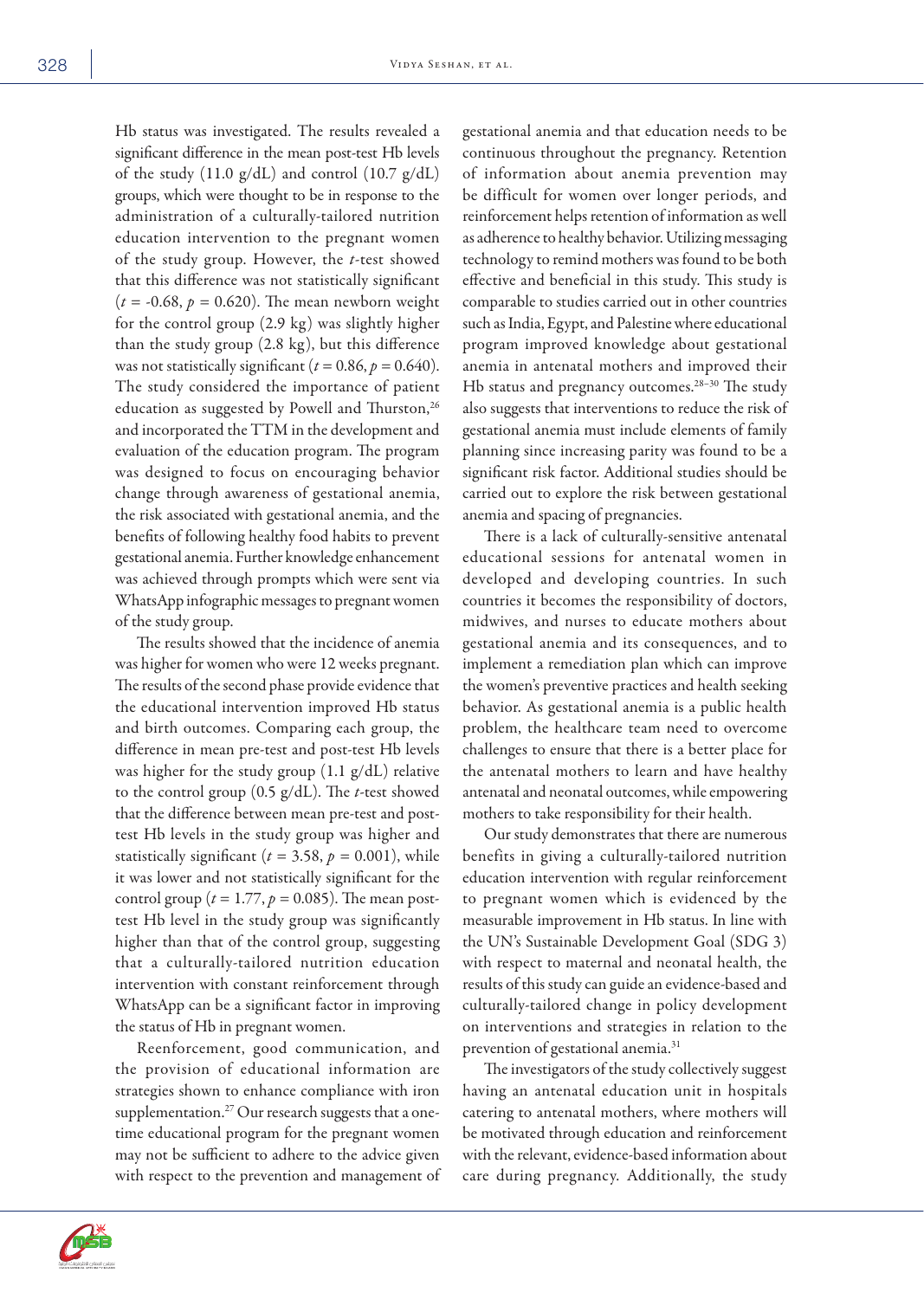Hb status was investigated. The results revealed a significant difference in the mean post-test Hb levels of the study (11.0 g/dL) and control (10.7 g/dL) groups, which were thought to be in response to the administration of a culturally-tailored nutrition education intervention to the pregnant women of the study group. However, the *t*-test showed that this difference was not statistically significant ($t = -0.68$, $p = 0.620$). The mean newborn weight for the control group (2.9 kg) was slightly higher than the study group (2.8 kg), but this difference was not statistically significant ($t = 0.86$, $p = 0.640$). The study considered the importance of patient education as suggested by Powell and Thurston,[26] and incorporated the TTM in the development and evaluation of the education program. The program was designed to focus on encouraging behavior change through awareness of gestational anemia, the risk associated with gestational anemia, and the benefits of following healthy food habits to prevent gestational anemia. Further knowledge enhancement was achieved through prompts which were sent via WhatsApp infographic messages to pregnant women of the study group.

The results showed that the incidence of anemia was higher for women who were 12 weeks pregnant. The results of the second phase provide evidence that the educational intervention improved Hb status and birth outcomes. Comparing each group, the difference in mean pre-test and post-test Hb levels was higher for the study group (1.1 g/dL) relative to the control group (0.5 g/dL). The *t*-test showed that the difference between mean pre-test and post-test Hb levels in the study group was higher and statistically significant ($t = 3.58$, $p = 0.001$), while it was lower and not statistically significant for the control group ($t = 1.77$, $p = 0.085$). The mean post-test Hb level in the study group was significantly higher than that of the control group, suggesting that a culturally-tailored nutrition education intervention with constant reinforcement through WhatsApp can be a significant factor in improving the status of Hb in pregnant women.

Reinforcement, good communication, and the provision of educational information are strategies shown to enhance compliance with iron supplementation.[27] Our research suggests that a one-time educational program for the pregnant women may not be sufficient to adhere to the advice given with respect to the prevention and management of gestational anemia and that education needs to be continuous throughout the pregnancy. Retention of information about anemia prevention may be difficult for women over longer periods, and reinforcement helps retention of information as well as adherence to healthy behavior. Utilizing messaging technology to remind mothers was found to be both effective and beneficial in this study. This study is comparable to studies carried out in other countries such as India, Egypt, and Palestine where educational program improved knowledge about gestational anemia in antenatal mothers and improved their Hb status and pregnancy outcomes.[28–30] The study also suggests that interventions to reduce the risk of gestational anemia must include elements of family planning since increasing parity was found to be a significant risk factor. Additional studies should be carried out to explore the risk between gestational anemia and spacing of pregnancies.

There is a lack of culturally-sensitive antenatal educational sessions for antenatal women in developed and developing countries. In such countries it becomes the responsibility of doctors, midwives, and nurses to educate mothers about gestational anemia and its consequences, and to implement a remediation plan which can improve the women's preventive practices and health seeking behavior. As gestational anemia is a public health problem, the healthcare team need to overcome challenges to ensure that there is a better place for the antenatal mothers to learn and have healthy antenatal and neonatal outcomes, while empowering mothers to take responsibility for their health.

Our study demonstrates that there are numerous benefits in giving a culturally-tailored nutrition education intervention with regular reinforcement to pregnant women which is evidenced by the measurable improvement in Hb status. In line with the UN's Sustainable Development Goal (SDG 3) with respect to maternal and neonatal health, the results of this study can guide an evidence-based and culturally-tailored change in policy development on interventions and strategies in relation to the prevention of gestational anemia.[31]

The investigators of the study collectively suggest having an antenatal education unit in hospitals catering to antenatal mothers, where mothers will be motivated through education and reinforcement with the relevant, evidence-based information about care during pregnancy. Additionally, the study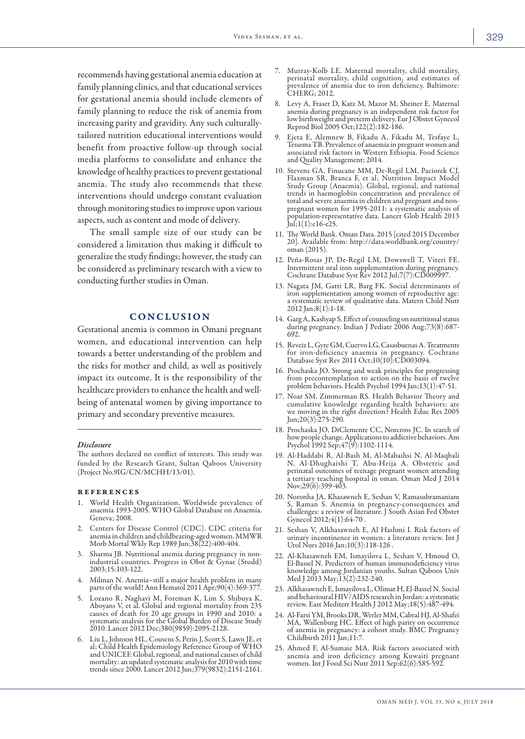recommends having gestational anemia education at family planning clinics, and that educational services for gestational anemia should include elements of family planning to reduce the risk of anemia from increasing parity and gravidity. Any such culturally-tailored nutrition educational interventions would benefit from proactive follow-up through social media platforms to consolidate and enhance the knowledge of healthy practices to prevent gestational anemia. The study also recommends that these interventions should undergo constant evaluation through monitoring studies to improve upon various aspects, such as content and mode of delivery.

The small sample size of our study can be considered a limitation thus making it difficult to generalize the study findings; however, the study can be considered as preliminary research with a view to conducting further studies in Oman.

## CONCLUSION

Gestational anemia is common in Omani pregnant women, and educational intervention can help towards a better understanding of the problem and the risks for mother and child, as well as positively impact its outcome. It is the responsibility of the healthcare providers to enhance the health and well-being of antenatal women by giving importance to primary and secondary preventive measures.

### *Disclosure*

The authors declared no conflict of interests. This study was funded by the Research Grant, Sultan Qaboos University (Project No.9IG/CN/MCHH/13/01).

### REFERENCES

1. World Health Organization. Worldwide prevalence of anaemia 1993-2005. WHO Global Database on Anemia. Geneva; 2008.
2. Centers for Disease Control (CDC). CDC criteria for anemia in children and childbearing-aged women. MMWR Morb Mortal Wkly Rep 1989 Jun;38(22):400-404.
3. Sharma JB. Nutritional anemia during pregnancy in non-industrial countries. Progress in Obst & Gynae (Studd) 2003;15:103-122.
4. Milman N. Anemia–still a major health problem in many parts of the world! Ann Hematol 2011 Apr;90(4):369-377.
5. Lozano R, Naghavi M, Foreman K, Lim S, Shibuya K, Aboyans V, et al. Global and regional mortality from 235 causes of death for 20 age groups in 1990 and 2010: a systematic analysis for the Global Burden of Disease Study 2010. Lancet 2012 Dec;380(9859):2095-2128.
6. Liu L, Johnson HL, Cousens S, Perin J, Scott S, Lawn JE, et al; Child Health Epidemiology Reference Group of WHO and UNICEF. Global, regional, and national causes of child mortality: an updated systematic analysis for 2010 with time trends since 2000. Lancet 2012 Jun;379(9832):2151-2161.
7. Murray-Kolb LE. Maternal mortality, child mortality, perinatal mortality, child cognition, and estimates of prevalence of anemia due to iron deficiency. Baltimore: CHERG; 2012.
8. Levy A, Fraser D, Katz M, Mazor M, Sheiner E. Maternal anemia during pregnancy is an independent risk factor for low birthweight and preterm delivery. Eur J Obstet Gynecol Reprod Biol 2005 Oct;122(2):182-186.
9. Ejeta E, Alemnew B, Fikadu A, Fikadu M, Tesfaye L, Tessema TB. Prevalence of anaemia in pregnant women and associated risk factors in Western Ethiopia. Food Science and Quality Management; 2014.
10. Stevens GA, Finucane MM, De-Regil LM, Paciorek CJ, Flaxman SR, Branca F, et al; Nutrition Impact Model Study Group (Anaemia). Global, regional, and national trends in haemoglobin concentration and prevalence of total and severe anaemia in children and pregnant and non-pregnant women for 1995-2011: a systematic analysis of population-representative data. Lancet Glob Health 2013 Jul;1(1):e16-e25.
11. The World Bank. Oman Data. 2015 [cited 2015 December 20]. Available from: http://data.worldbank.org/country/oman (2015).
12. Peña-Rosas JP, De-Regil LM, Dowswell T, Viteri FE. Intermittent oral iron supplementation during pregnancy. Cochrane Database Syst Rev 2012 Jul;7(7):CD009997.
13. Nagata JM, Gatti LR, Barg FK. Social determinants of iron supplementation among women of reproductive age: a systematic review of qualitative data. Matern Child Nutr 2012 Jan;8(1):1-18.
14. Garg A, Kashyap S. Effect of counseling on nutritional status during pregnancy. Indian J Pediatr 2006 Aug;73(8):687-692.
15. Reveiz L, Gyte GM, Cuervo LG, Casasbuenas A. Treatments for iron-deficiency anaemia in pregnancy. Cochrane Database Syst Rev 2011 Oct;10(10):CD003094.
16. Prochaska JO. Strong and weak principles for progressing from precontemplation to action on the basis of twelve problem behaviors. Health Psychol 1994 Jan;13(1):47-51.
17. Noar SM, Zimmerman RS. Health Behavior Theory and cumulative knowledge regarding health behaviors: are we moving in the right direction? Health Educ Res 2005 Jun;20(3):275-290.
18. Prochaska JO, DiClemente CC, Norcross JC. In search of how people change. Applications to addictive behaviors. Am Psychol 1992 Sep;47(9):1102-1114.
19. Al-Haddabi R, Al-Bash M, Al-Mabaihsi N, Al-Maqbali N, Al-Dhughaishi T, Abu-Heija A. Obstetric and perinatal outcomes of teenage pregnant women attending a tertiary teaching hospital in oman. Oman Med J 2014 Nov;29(6):399-403.
20. Noronha JA, Khasawneh E, Seshan V, Ramasubramaniam S, Raman S. Anemia in pregnancy-consequences and challenges: a review of literature. J South Asian Fed Obstet Gynecol 2012;4(1):64-70 .
21. Seshan V, Alkhasawneh E, Al Hashmi I. Risk factors of urinary incontinence in women: a literature review. Int J Urol Nurs 2016 Jan;10(3):118-126 .
22. Al-Khasawneh EM, Ismayilova L, Seshan V, Hmoud O, El-Bassel N. Predictors of human immunodeficiency virus knowledge among Jordanian youths. Sultan Qaboos Univ Med J 2013 May;13(2):232-240.
23. Alkhasawneh E, Ismayilova L, Olimat H, El-Bassel N. Social and behavioural HIV/AIDS research in Jordan: a systematic review. East Mediterr Health J 2012 May;18(5):487-494.
24. Al-Farsi YM, Brooks DR, Werler MM, Cabral HJ, Al-Shafei MA, Wallenburg HC. Effect of high parity on occurrence of anemia in pregnancy: a cohort study. BMC Pregnancy Childbirth 2011 Jan;11:7.
25. Ahmed F, Al-Sumaie MA. Risk factors associated with anemia and iron deficiency among Kuwaiti pregnant women. Int J Food Sci Nutr 2011 Sep;62(6):585-592.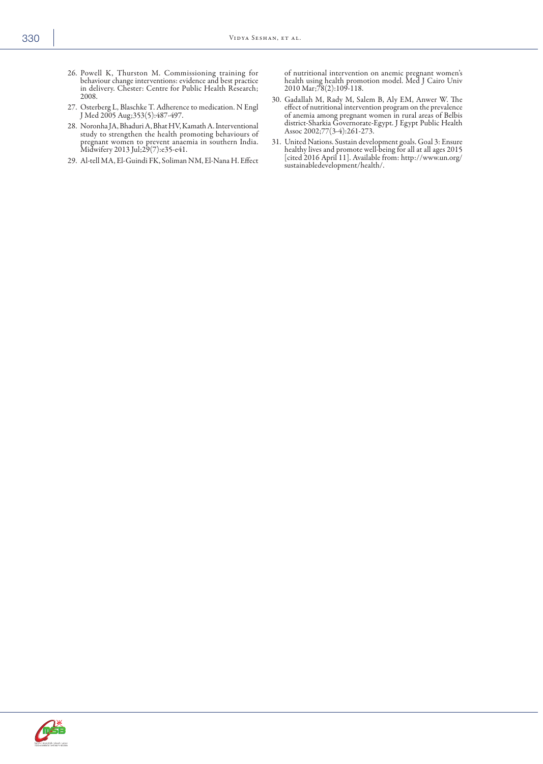26. Powell K, Thurston M. Commissioning training for behaviour change interventions: evidence and best practice in delivery. Chester: Centre for Public Health Research; 2008.
27. Osterberg L, Blaschke T. Adherence to medication. N Engl J Med 2005 Aug;353(5):487-497.
28. Noronha JA, Bhaduri A, Bhat HV, Kamath A. Interventional study to strengthen the health promoting behaviours of pregnant women to prevent anaemia in southern India. Midwifery 2013 Jul;29(7):e35-e41.
29. Al-tell MA, El-Guindi FK, Soliman NM, El-Nana H. Effect of nutritional intervention on anemic pregnant women's health using health promotion model. Med J Cairo Univ 2010 Mar;78(2):109-118.
30. Gadallah M, Rady M, Salem B, Aly EM, Anwer W. The effect of nutritional intervention program on the prevalence of anemia among pregnant women in rural areas of Belbis district-Sharkia Governorate-Egypt. J Egypt Public Health Assoc 2002;77(3-4):261-273.
31. United Nations. Sustain development goals. Goal 3: Ensure healthy lives and promote well-being for all at all ages 2015 [cited 2016 April 11]. Available from: http://www.un.org/sustainabledevelopment/health/.